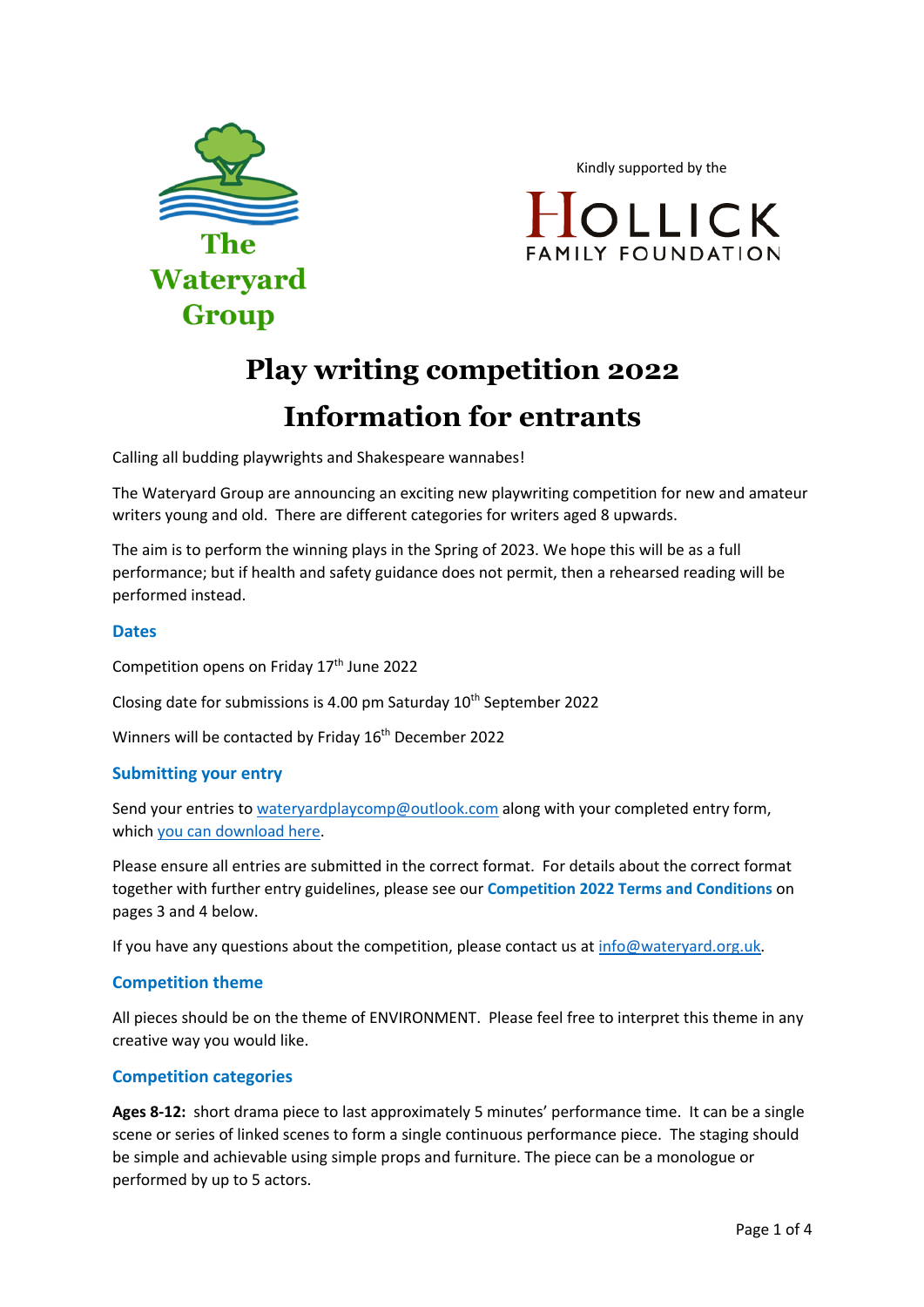The Wateryard Group

Kindly supported by the

HOLLICK FAMILY FOUNDATION

# Play writing competition 2022

# Information for entrants

Calling all budding playwrights and Shakespeare wannabes!

The Wateryard Group are announcing an exciting new playwriting competition for new and amateur writers young and old. There are different categories for writers aged 8 upwards.

The aim is to perform the winning plays in the Spring of 2023. We hope this will be as a full performance; but if health and safety guidance does not permit, then a rehearsed reading will be performed instead.

## Dates

Competition opens on Friday 17th June 2022

Closing date for submissions is 4.00 pm Saturday 10th September 2022

Winners will be contacted by Friday 16th December 2022

## Submitting your entry

Send your entries to waterya​rdplaycomp@outlook.com along with your completed entry form, which you can download here.

Please ensure all entries are submitted in the correct format. For details about the correct format together with further entry guidelines, please see our **Competition 2022 Terms and Conditions** on pages 3 and 4 below.

If you have any questions about the competition, please contact us at info@wateryard.org.uk.

## Competition theme

All pieces should be on the theme of ENVIRONMENT. Please feel free to interpret this theme in any creative way you would like.

## Competition categories

**Ages 8-12:** short drama piece to last approximately 5 minutes' performance time. It can be a single scene or series of linked scenes to form a single continuous performance piece. The staging should be simple and achievable using simple props and furniture. The piece can be a monologue or performed by up to 5 actors.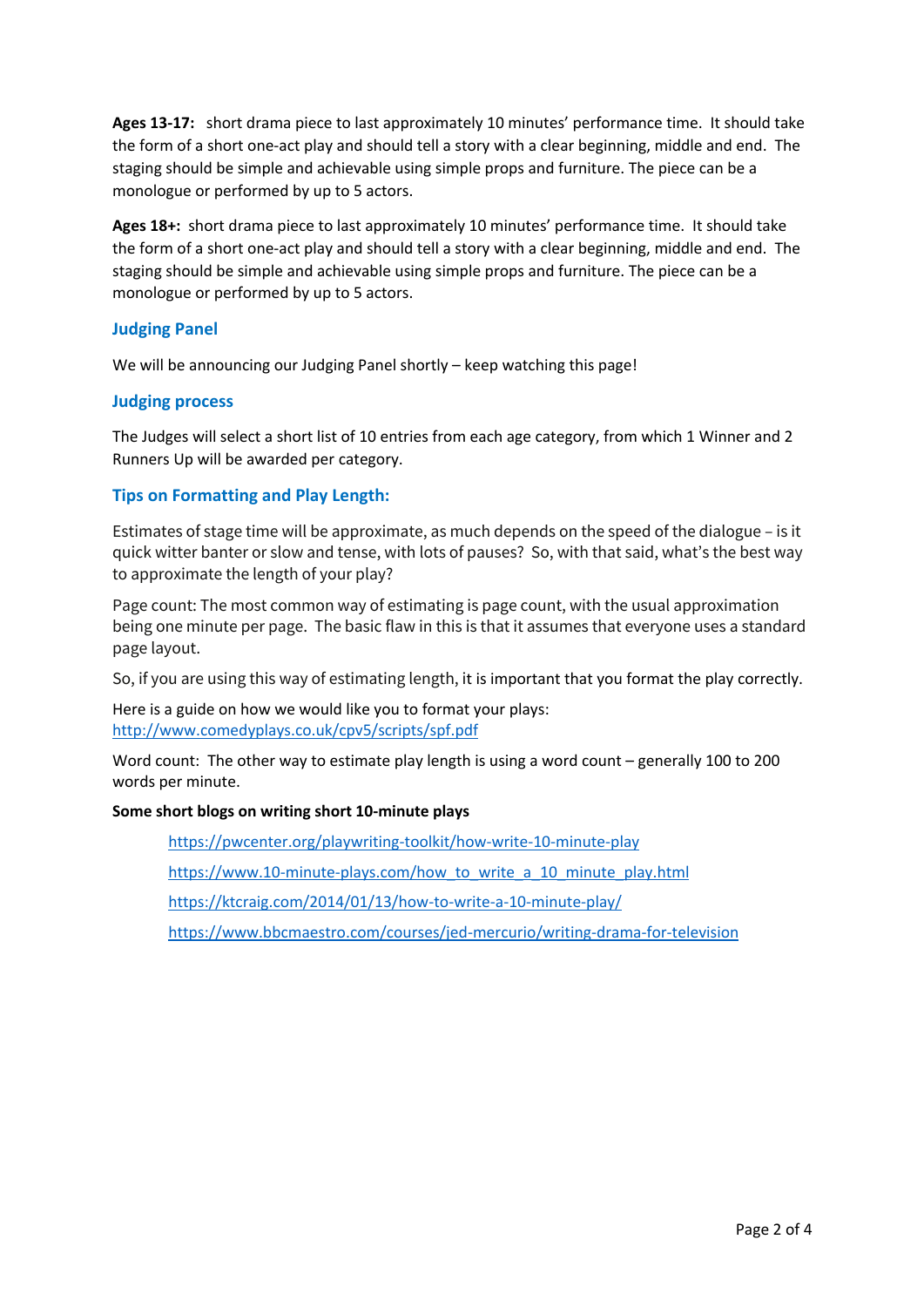**Ages 13-17:** short drama piece to last approximately 10 minutes' performance time. It should take the form of a short one-act play and should tell a story with a clear beginning, middle and end. The staging should be simple and achievable using simple props and furniture. The piece can be a monologue or performed by up to 5 actors.

**Ages 18+:** short drama piece to last approximately 10 minutes' performance time. It should take the form of a short one-act play and should tell a story with a clear beginning, middle and end. The staging should be simple and achievable using simple props and furniture. The piece can be a monologue or performed by up to 5 actors.

## Judging Panel

We will be announcing our Judging Panel shortly – keep watching this page!

## Judging process

The Judges will select a short list of 10 entries from each age category, from which 1 Winner and 2 Runners Up will be awarded per category.

## Tips on Formatting and Play Length:

Estimates of stage time will be approximate, as much depends on the speed of the dialogue – is it quick witter banter or slow and tense, with lots of pauses? So, with that said, what's the best way to approximate the length of your play?

Page count: The most common way of estimating is page count, with the usual approximation being one minute per page. The basic flaw in this is that it assumes that everyone uses a standard page layout.

So, if you are using this way of estimating length, it is important that you format the play correctly.

Here is a guide on how we would like you to format your plays:
http://www.comedyplays.co.uk/cpv5/scripts/spf.pdf

Word count: The other way to estimate play length is using a word count – generally 100 to 200 words per minute.

**Some short blogs on writing short 10-minute plays**

- https://pwcenter.org/playwriting-toolkit/how-write-10-minute-play
- https://www.10-minute-plays.com/how_to_write_a_10_minute_play.html
- https://ktcraig.com/2014/01/13/how-to-write-a-10-minute-play/
- https://www.bbcmaestro.com/courses/jed-mercurio/writing-drama-for-television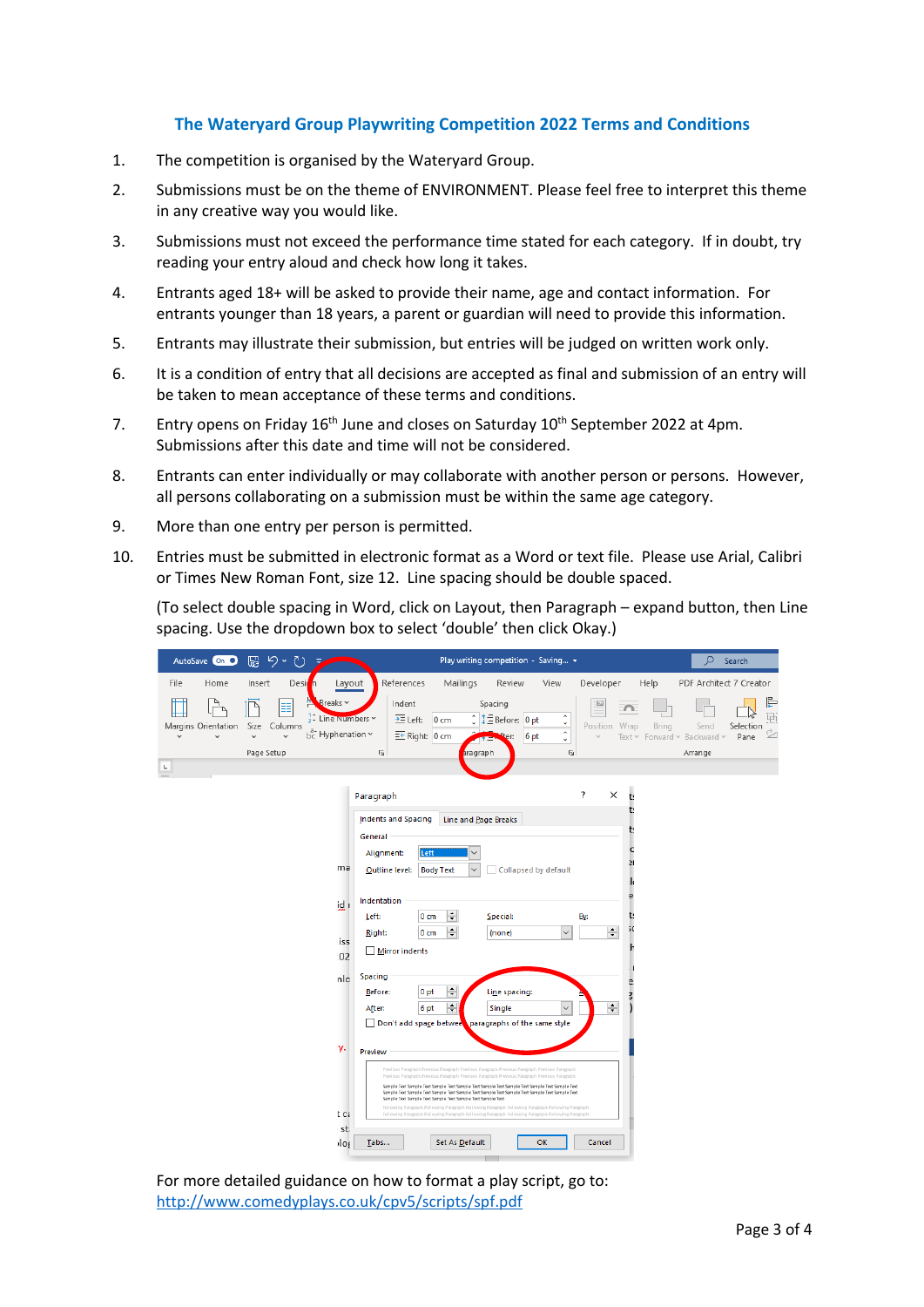## The Wateryard Group Playwriting Competition 2022 Terms and Conditions

1. The competition is organised by the Wateryard Group.
2. Submissions must be on the theme of ENVIRONMENT. Please feel free to interpret this theme in any creative way you would like.
3. Submissions must not exceed the performance time stated for each category. If in doubt, try reading your entry aloud and check how long it takes.
4. Entrants aged 18+ will be asked to provide their name, age and contact information. For entrants younger than 18 years, a parent or guardian will need to provide this information.
5. Entrants may illustrate their submission, but entries will be judged on written work only.
6. It is a condition of entry that all decisions are accepted as final and submission of an entry will be taken to mean acceptance of these terms and conditions.
7. Entry opens on Friday 16th June and closes on Saturday 10th September 2022 at 4pm. Submissions after this date and time will not be considered.
8. Entrants can enter individually or may collaborate with another person or persons. However, all persons collaborating on a submission must be within the same age category.
9. More than one entry per person is permitted.
10. Entries must be submitted in electronic format as a Word or text file. Please use Arial, Calibri or Times New Roman Font, size 12. Line spacing should be double spaced.

    (To select double spacing in Word, click on Layout, then Paragraph – expand button, then Line spacing. Use the dropdown box to select 'double' then click Okay.)

For more detailed guidance on how to format a play script, go to: http://www.comedyplays.co.uk/cpv5/scripts/spf.pdf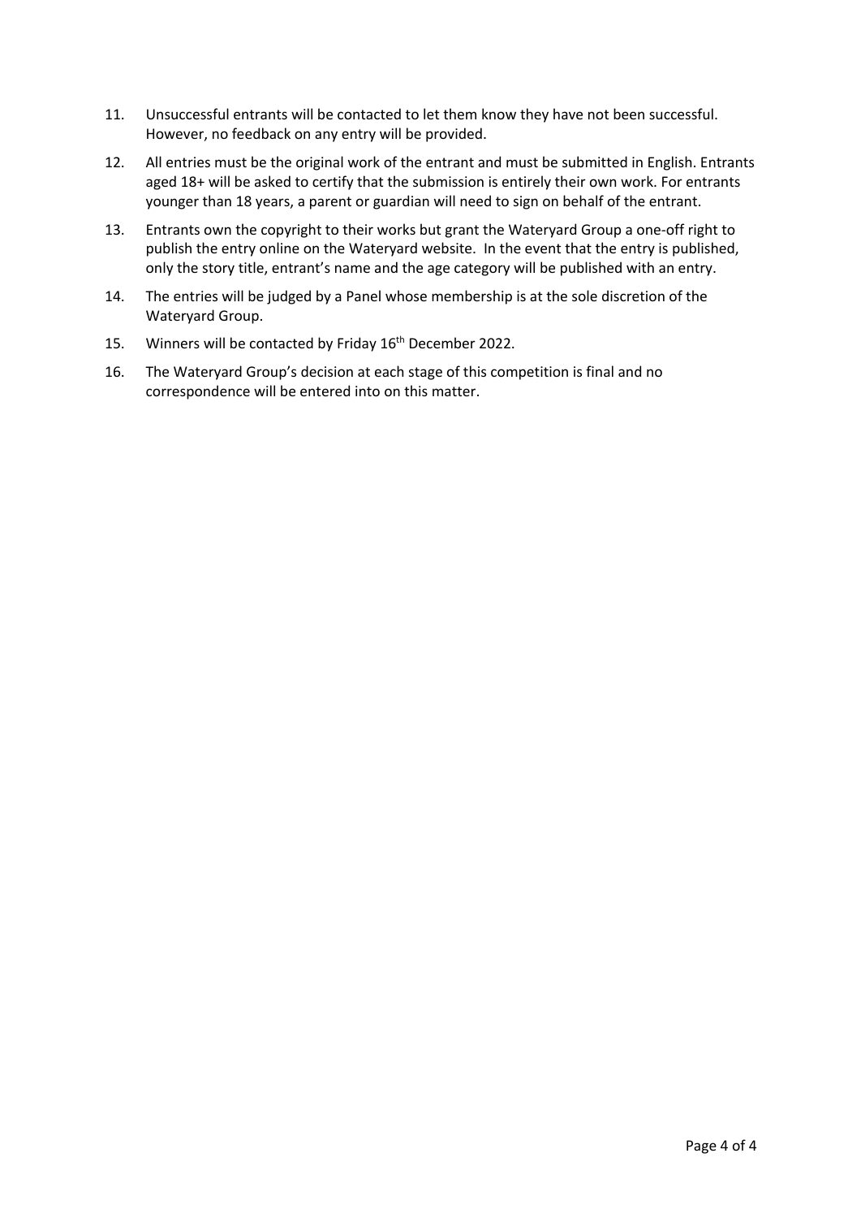11. Unsuccessful entrants will be contacted to let them know they have not been successful. However, no feedback on any entry will be provided.
12. All entries must be the original work of the entrant and must be submitted in English. Entrants aged 18+ will be asked to certify that the submission is entirely their own work. For entrants younger than 18 years, a parent or guardian will need to sign on behalf of the entrant.
13. Entrants own the copyright to their works but grant the Wateryard Group a one-off right to publish the entry online on the Wateryard website. In the event that the entry is published, only the story title, entrant's name and the age category will be published with an entry.
14. The entries will be judged by a Panel whose membership is at the sole discretion of the Wateryard Group.
15. Winners will be contacted by Friday 16th December 2022.
16. The Wateryard Group's decision at each stage of this competition is final and no correspondence will be entered into on this matter.